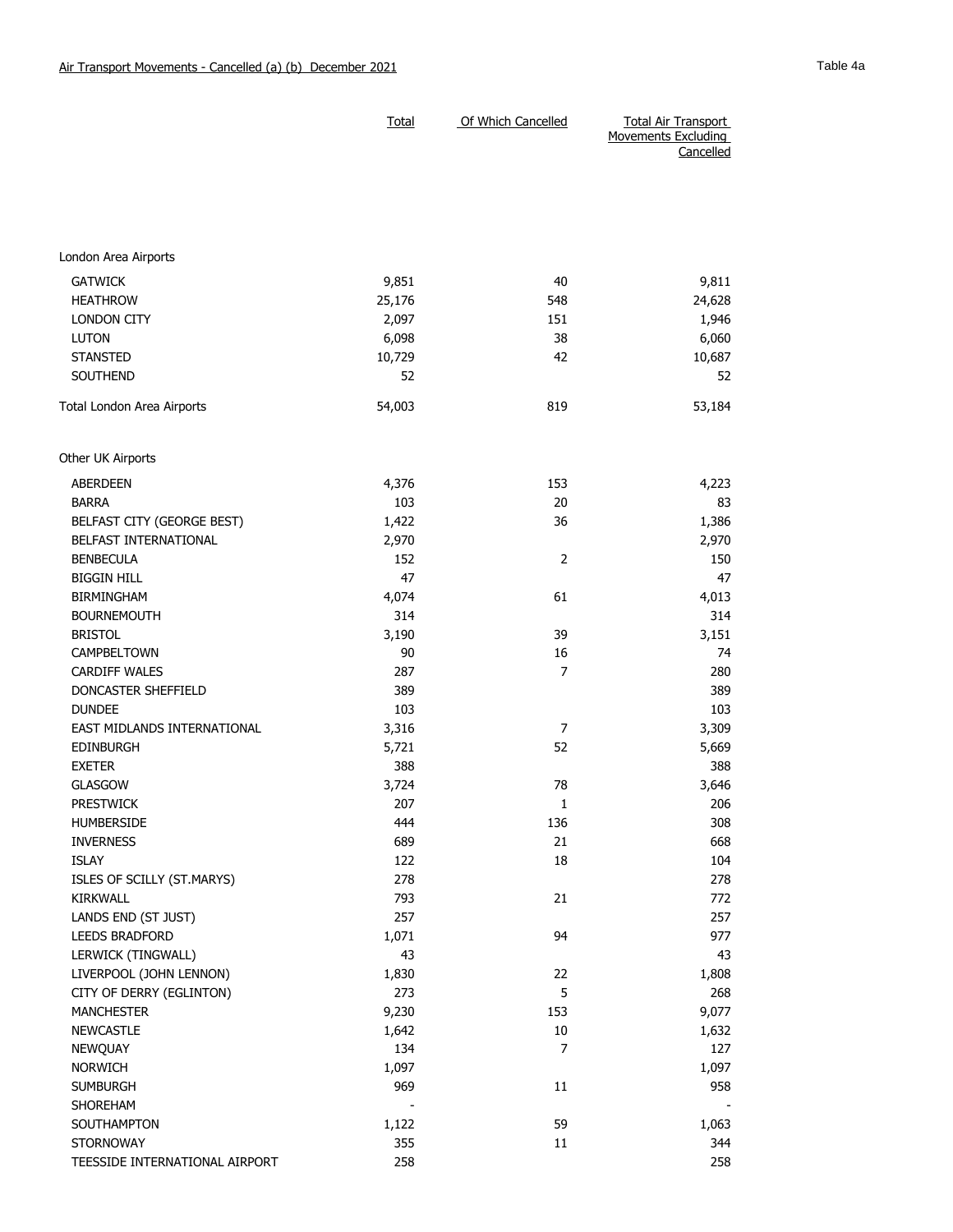Air Transport Movements - Cancelled (a) (b) December 2021

Table 4a

| | Total | Of Which Cancelled | Total Air Transport Movements Excluding Cancelled |
|---|---|---|---|
| London Area Airports | | | |
| GATWICK | 9,851 | 40 | 9,811 |
| HEATHROW | 25,176 | 548 | 24,628 |
| LONDON CITY | 2,097 | 151 | 1,946 |
| LUTON | 6,098 | 38 | 6,060 |
| STANSTED | 10,729 | 42 | 10,687 |
| SOUTHEND | 52 | | 52 |
| Total London Area Airports | 54,003 | 819 | 53,184 |
| Other UK Airports | | | |
| ABERDEEN | 4,376 | 153 | 4,223 |
| BARRA | 103 | 20 | 83 |
| BELFAST CITY (GEORGE BEST) | 1,422 | 36 | 1,386 |
| BELFAST INTERNATIONAL | 2,970 | | 2,970 |
| BENBECULA | 152 | 2 | 150 |
| BIGGIN HILL | 47 | | 47 |
| BIRMINGHAM | 4,074 | 61 | 4,013 |
| BOURNEMOUTH | 314 | | 314 |
| BRISTOL | 3,190 | 39 | 3,151 |
| CAMPBELTOWN | 90 | 16 | 74 |
| CARDIFF WALES | 287 | 7 | 280 |
| DONCASTER SHEFFIELD | 389 | | 389 |
| DUNDEE | 103 | | 103 |
| EAST MIDLANDS INTERNATIONAL | 3,316 | 7 | 3,309 |
| EDINBURGH | 5,721 | 52 | 5,669 |
| EXETER | 388 | | 388 |
| GLASGOW | 3,724 | 78 | 3,646 |
| PRESTWICK | 207 | 1 | 206 |
| HUMBERSIDE | 444 | 136 | 308 |
| INVERNESS | 689 | 21 | 668 |
| ISLAY | 122 | 18 | 104 |
| ISLES OF SCILLY (ST.MARYS) | 278 | | 278 |
| KIRKWALL | 793 | 21 | 772 |
| LANDS END (ST JUST) | 257 | | 257 |
| LEEDS BRADFORD | 1,071 | 94 | 977 |
| LERWICK (TINGWALL) | 43 | | 43 |
| LIVERPOOL (JOHN LENNON) | 1,830 | 22 | 1,808 |
| CITY OF DERRY (EGLINTON) | 273 | 5 | 268 |
| MANCHESTER | 9,230 | 153 | 9,077 |
| NEWCASTLE | 1,642 | 10 | 1,632 |
| NEWQUAY | 134 | 7 | 127 |
| NORWICH | 1,097 | | 1,097 |
| SUMBURGH | 969 | 11 | 958 |
| SHOREHAM | - | | - |
| SOUTHAMPTON | 1,122 | 59 | 1,063 |
| STORNOWAY | 355 | 11 | 344 |
| TEESSIDE INTERNATIONAL AIRPORT | 258 | | 258 |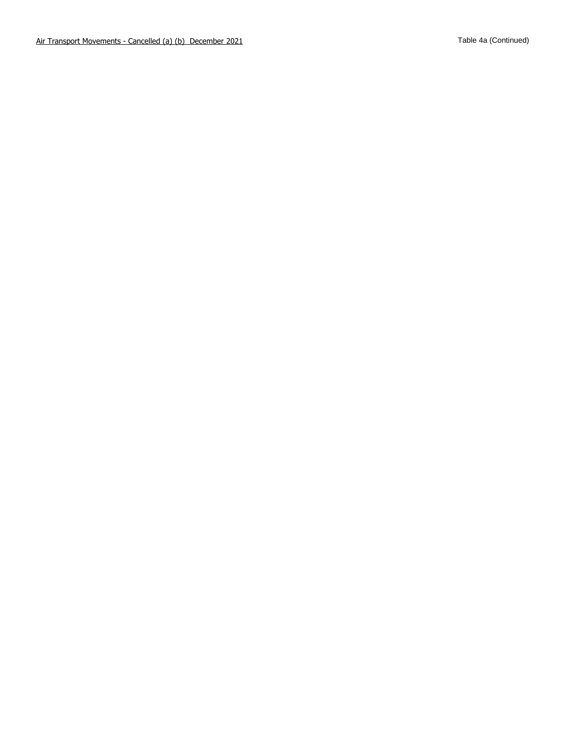Air Transport Movements - Cancelled (a) (b) December 2021

Table 4a (Continued)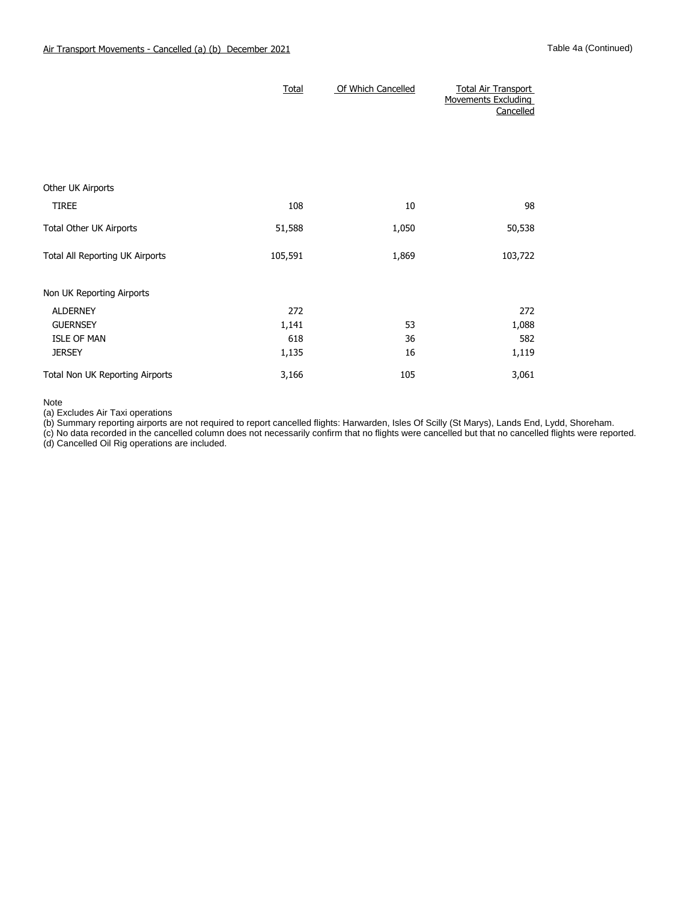Air Transport Movements - Cancelled (a) (b) December 2021

Table 4a (Continued)

| | Total | Of Which Cancelled | Total Air Transport Movements Excluding Cancelled |
|---|---|---|---|
| Other UK Airports | | | |
| TIREE | 108 | 10 | 98 |
| Total Other UK Airports | 51,588 | 1,050 | 50,538 |
| Total All Reporting UK Airports | 105,591 | 1,869 | 103,722 |
| Non UK Reporting Airports | | | |
| ALDERNEY | 272 | | 272 |
| GUERNSEY | 1,141 | 53 | 1,088 |
| ISLE OF MAN | 618 | 36 | 582 |
| JERSEY | 1,135 | 16 | 1,119 |
| Total Non UK Reporting Airports | 3,166 | 105 | 3,061 |

Note

(a) Excludes Air Taxi operations

(b) Summary reporting airports are not required to report cancelled flights: Harwarden, Isles Of Scilly (St Marys), Lands End, Lydd, Shoreham.

(c) No data recorded in the cancelled column does not necessarily confirm that no flights were cancelled but that no cancelled flights were reported.

(d) Cancelled Oil Rig operations are included.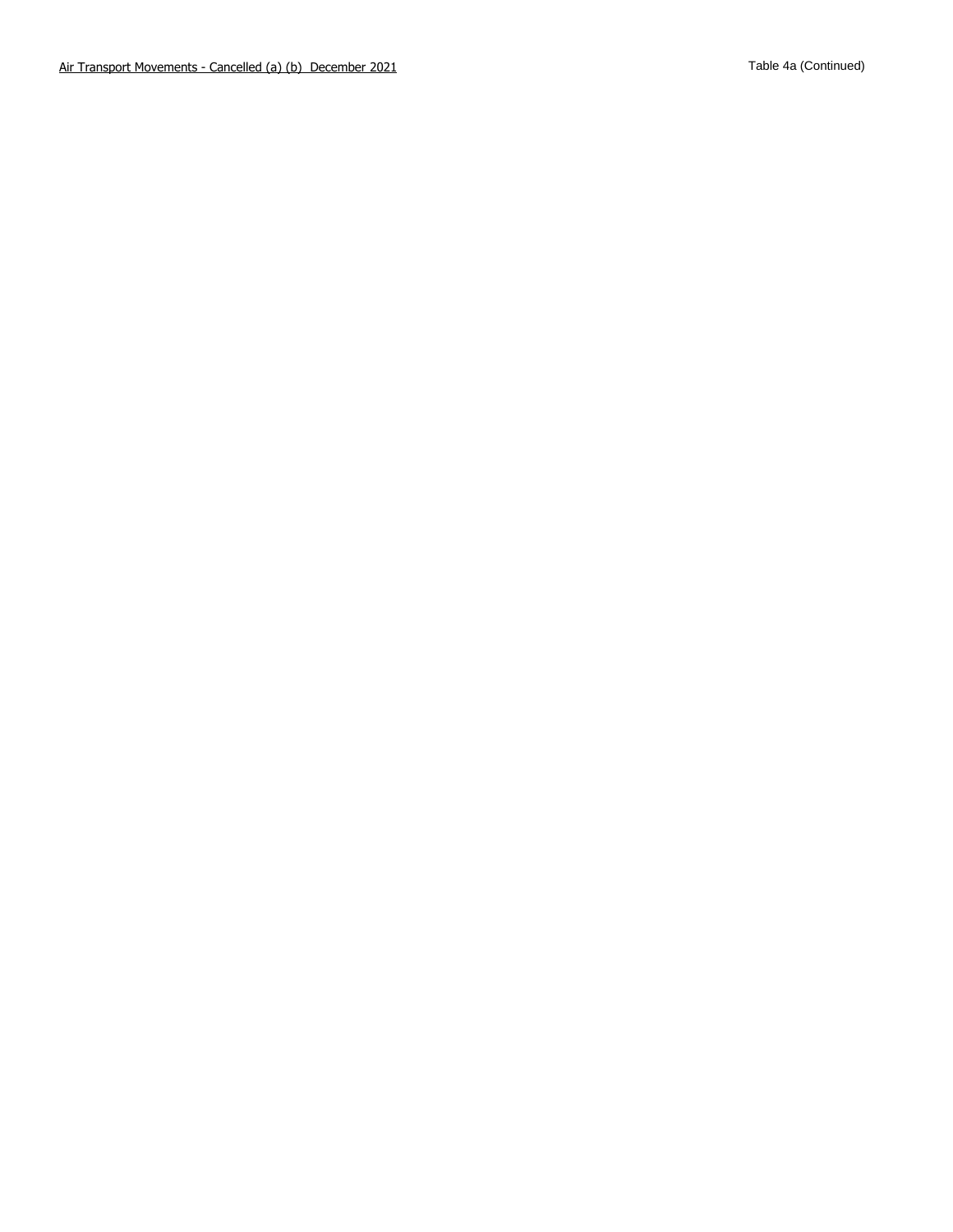Air Transport Movements - Cancelled (a) (b) December 2021

Table 4a (Continued)